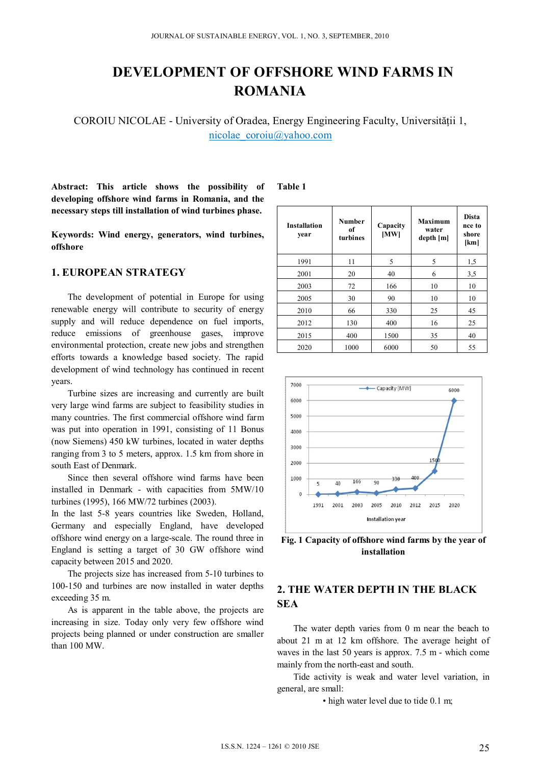# DEVELOPMENT OF OFFSHORE WIND FARMS IN ROMANIA

COROIU NICOLAE - University of Oradea, Energy Engineering Faculty, Universității 1,
nicolae_coroiu@yahoo.com

**Abstract: This article shows the possibility of developing offshore wind farms in Romania, and the necessary steps till installation of wind turbines phase.**

**Keywords: Wind energy, generators, wind turbines, offshore**

## 1. EUROPEAN STRATEGY

The development of potential in Europe for using renewable energy will contribute to security of energy supply and will reduce dependence on fuel imports, reduce emissions of greenhouse gases, improve environmental protection, create new jobs and strengthen efforts towards a knowledge based society. The rapid development of wind technology has continued in recent years.

Turbine sizes are increasing and currently are built very large wind farms are subject to feasibility studies in many countries. The first commercial offshore wind farm was put into operation in 1991, consisting of 11 Bonus (now Siemens) 450 kW turbines, located in water depths ranging from 3 to 5 meters, approx. 1.5 km from shore in south East of Denmark.

Since then several offshore wind farms have been installed in Denmark - with capacities from 5MW/10 turbines (1995), 166 MW/72 turbines (2003).

In the last 5-8 years countries like Sweden, Holland, Germany and especially England, have developed offshore wind energy on a large-scale. The round three in England is setting a target of 30 GW offshore wind capacity between 2015 and 2020.

The projects size has increased from 5-10 turbines to 100-150 and turbines are now installed in water depths exceeding 35 m.

As is apparent in the table above, the projects are increasing in size. Today only very few offshore wind projects being planned or under construction are smaller than 100 MW.

**Table 1**

| Installation year | Number of turbines | Capacity [MW] | Maximum water depth [m] | Distance to shore [km] |
|---|---|---|---|---|
| 1991 | 11 | 5 | 5 | 1,5 |
| 2001 | 20 | 40 | 6 | 3,5 |
| 2003 | 72 | 166 | 10 | 10 |
| 2005 | 30 | 90 | 10 | 10 |
| 2010 | 66 | 330 | 25 | 45 |
| 2012 | 130 | 400 | 16 | 25 |
| 2015 | 400 | 1500 | 35 | 40 |
| 2020 | 1000 | 6000 | 50 | 55 |

**Fig. 1 Capacity of offshore wind farms by the year of installation**

## 2. THE WATER DEPTH IN THE BLACK SEA

The water depth varies from 0 m near the beach to about 21 m at 12 km offshore. The average height of waves in the last 50 years is approx. 7.5 m - which come mainly from the north-east and south.

Tide activity is weak and water level variation, in general, are small:

- high water level due to tide 0.1 m;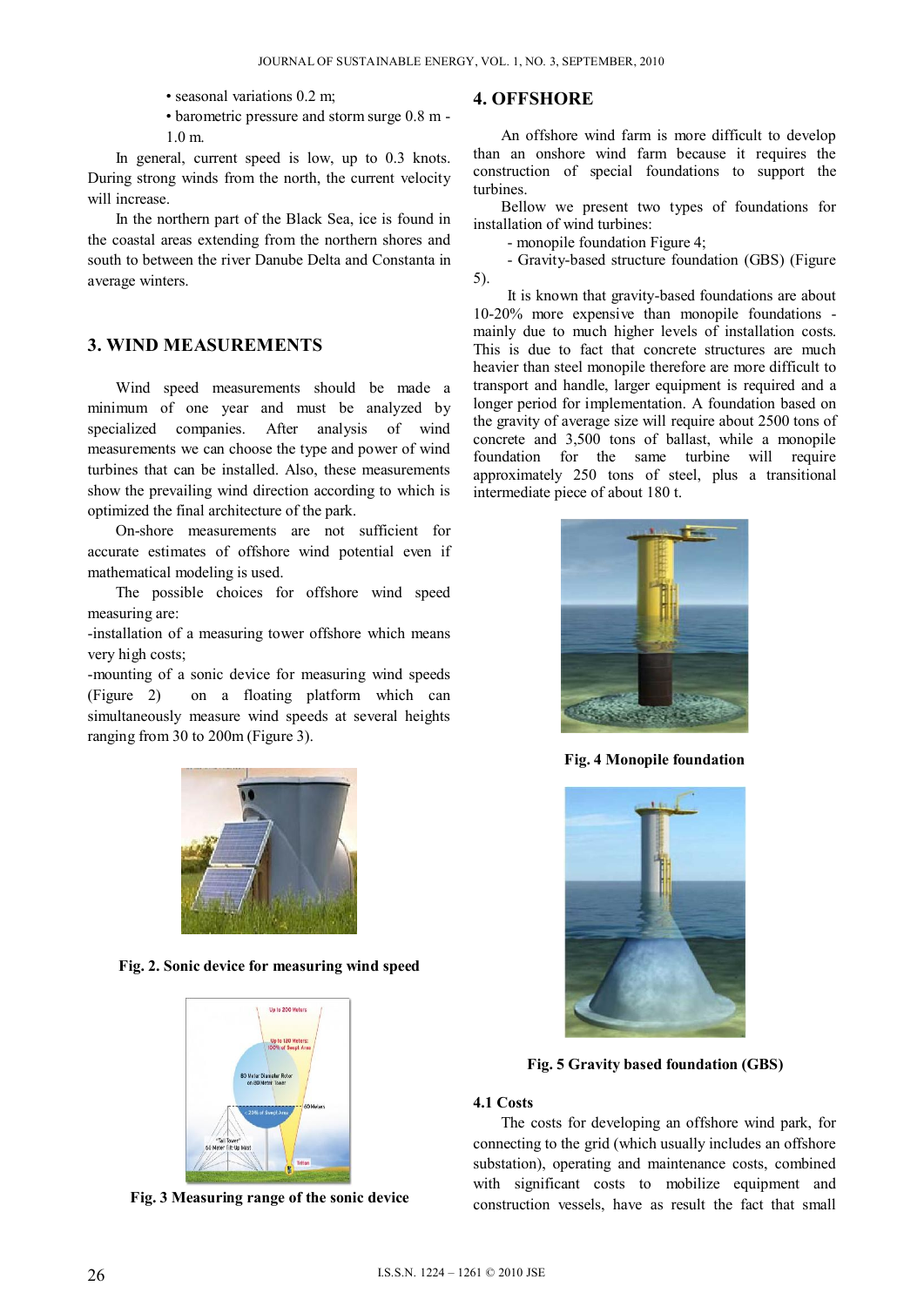• seasonal variations 0.2 m;

• barometric pressure and storm surge 0.8 m - 1.0 m.

In general, current speed is low, up to 0.3 knots. During strong winds from the north, the current velocity will increase.

In the northern part of the Black Sea, ice is found in the coastal areas extending from the northern shores and south to between the river Danube Delta and Constanta in average winters.

## 3. WIND MEASUREMENTS

Wind speed measurements should be made a minimum of one year and must be analyzed by specialized companies. After analysis of wind measurements we can choose the type and power of wind turbines that can be installed. Also, these measurements show the prevailing wind direction according to which is optimized the final architecture of the park.

On-shore measurements are not sufficient for accurate estimates of offshore wind potential even if mathematical modeling is used.

The possible choices for offshore wind speed measuring are:

-installation of a measuring tower offshore which means very high costs;

-mounting of a sonic device for measuring wind speeds (Figure 2) on a floating platform which can simultaneously measure wind speeds at several heights ranging from 30 to 200m (Figure 3).

**Fig. 2. Sonic device for measuring wind speed**

**Fig. 3 Measuring range of the sonic device**

## 4. OFFSHORE

An offshore wind farm is more difficult to develop than an onshore wind farm because it requires the construction of special foundations to support the turbines.

Bellow we present two types of foundations for installation of wind turbines:

- monopile foundation Figure 4;
- Gravity-based structure foundation (GBS) (Figure 5).

It is known that gravity-based foundations are about 10-20% more expensive than monopile foundations - mainly due to much higher levels of installation costs. This is due to fact that concrete structures are much heavier than steel monopile therefore are more difficult to transport and handle, larger equipment is required and a longer period for implementation. A foundation based on the gravity of average size will require about 2500 tons of concrete and 3,500 tons of ballast, while a monopile foundation for the same turbine will require approximately 250 tons of steel, plus a transitional intermediate piece of about 180 t.

**Fig. 4 Monopile foundation**

**Fig. 5 Gravity based foundation (GBS)**

### 4.1 Costs

The costs for developing an offshore wind park, for connecting to the grid (which usually includes an offshore substation), operating and maintenance costs, combined with significant costs to mobilize equipment and construction vessels, have as result the fact that small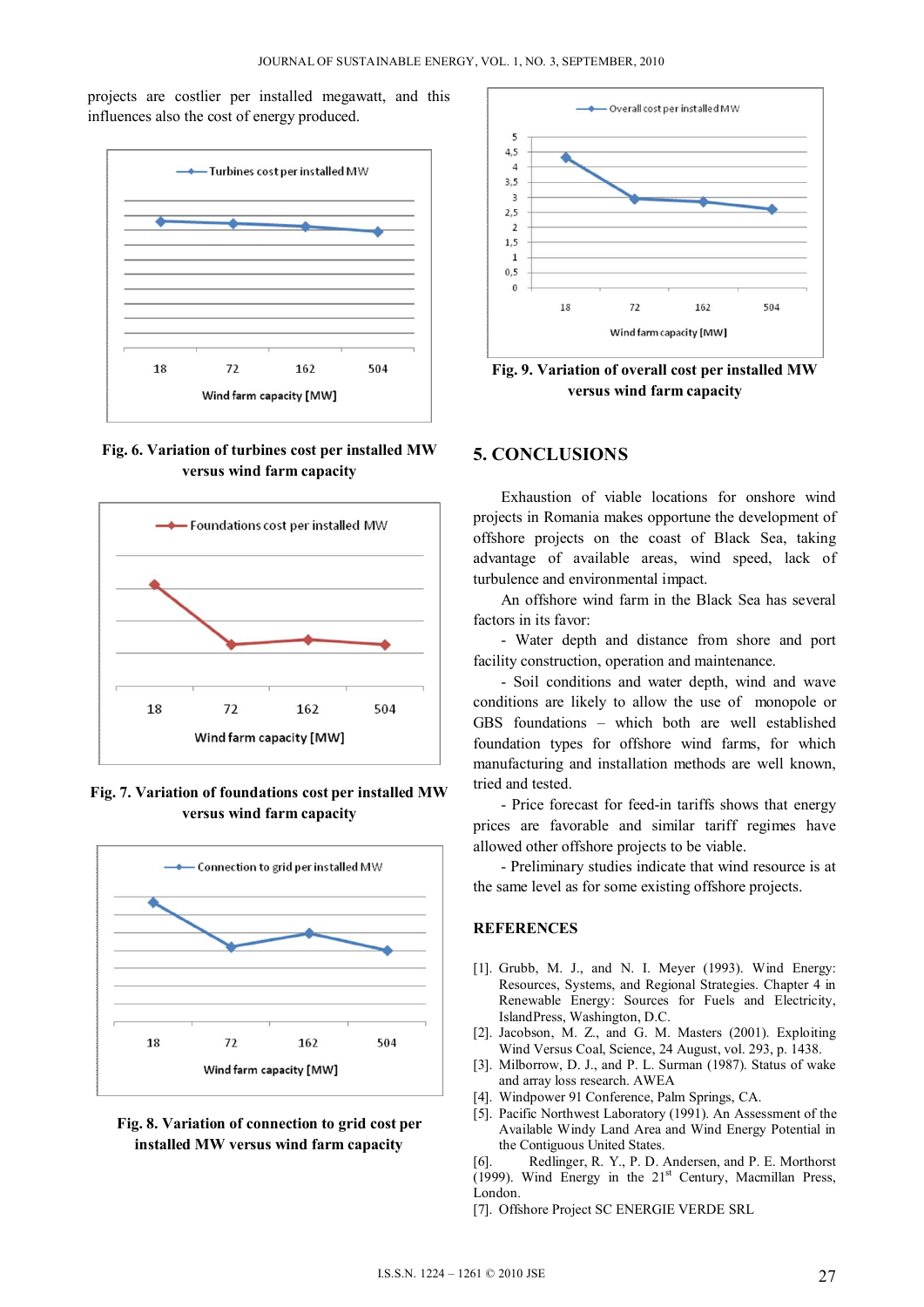projects are costlier per installed megawatt, and this influences also the cost of energy produced.

Turbines cost per installed MW

18 72 162 504

Wind farm capacity [MW]

**Fig. 6. Variation of turbines cost per installed MW versus wind farm capacity**

Foundations cost per installed MW

18 72 162 504

Wind farm capacity [MW]

**Fig. 7. Variation of foundations cost per installed MW versus wind farm capacity**

Connection to grid per installed MW

18 72 162 504

Wind farm capacity [MW]

**Fig. 8. Variation of connection to grid cost per installed MW versus wind farm capacity**

Overall cost per installed MW

5
4,5
4
3,5
3
2,5
2
1,5
1
0,5
0

18 72 162 504

Wind farm capacity [MW]

**Fig. 9. Variation of overall cost per installed MW versus wind farm capacity**

## 5. CONCLUSIONS

Exhaustion of viable locations for onshore wind projects in Romania makes opportune the development of offshore projects on the coast of Black Sea, taking advantage of available areas, wind speed, lack of turbulence and environmental impact.

An offshore wind farm in the Black Sea has several factors in its favor:

- Water depth and distance from shore and port facility construction, operation and maintenance.
- Soil conditions and water depth, wind and wave conditions are likely to allow the use of monopole or GBS foundations – which both are well established foundation types for offshore wind farms, for which manufacturing and installation methods are well known, tried and tested.
- Price forecast for feed-in tariffs shows that energy prices are favorable and similar tariff regimes have allowed other offshore projects to be viable.
- Preliminary studies indicate that wind resource is at the same level as for some existing offshore projects.

### REFERENCES

[1]. Grubb, M. J., and N. I. Meyer (1993). Wind Energy: Resources, Systems, and Regional Strategies. Chapter 4 in Renewable Energy: Sources for Fuels and Electricity, IslandPress, Washington, D.C.

[2]. Jacobson, M. Z., and G. M. Masters (2001). Exploiting Wind Versus Coal, Science, 24 August, vol. 293, p. 1438.

[3]. Milborrow, D. J., and P. L. Surman (1987). Status of wake and array loss research. AWEA

[4]. Windpower 91 Conference, Palm Springs, CA.

[5]. Pacific Northwest Laboratory (1991). An Assessment of the Available Windy Land Area and Wind Energy Potential in the Contiguous United States.

[6]. Redlinger, R. Y., P. D. Andersen, and P. E. Morthorst (1999). Wind Energy in the 21st Century, Macmillan Press, London.

[7]. Offshore Project SC ENERGIE VERDE SRL